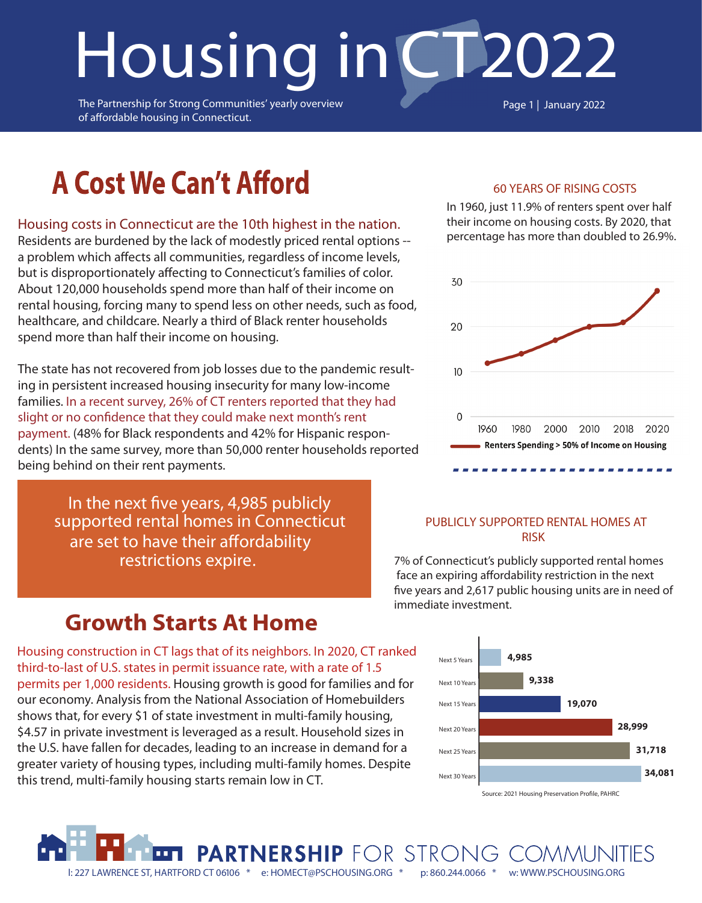# Housing in CT 2022

The Partnership for Strong Communities' yearly overview of affordable housing in Connecticut.

Page 1 | January 2022

## A Cost We Can't Afford

Housing costs in Connecticut are the 10th highest in the nation. Residents are burdened by the lack of modestly priced rental options -- a problem which affects all communities, regardless of income levels, but is disproportionately affecting to Connecticut's families of color. About 120,000 households spend more than half of their income on rental housing, forcing many to spend less on other needs, such as food, healthcare, and childcare. Nearly a third of Black renter households spend more than half their income on housing.

The state has not recovered from job losses due to the pandemic resulting in persistent increased housing insecurity for many low-income families. In a recent survey, 26% of CT renters reported that they had slight or no confidence that they could make next month's rent payment. (48% for Black respondents and 42% for Hispanic respondents) In the same survey, more than 50,000 renter households reported being behind on their rent payments.

In the next five years, 4,985 publicly supported rental homes in Connecticut are set to have their affordability restrictions expire.

### 60 YEARS OF RISING COSTS

In 1960, just 11.9% of renters spent over half their income on housing costs. By 2020, that percentage has more than doubled to 26.9%.

Renters Spending > 50% of Income on Housing (years: 1960, 1980, 2000, 2010, 2018, 2020)

### PUBLICLY SUPPORTED RENTAL HOMES AT RISK

7% of Connecticut's publicly supported rental homes face an expiring affordability restriction in the next five years and 2,617 public housing units are in need of immediate investment.

| Period | Homes |
|---|---|
| Next 5 Years | 4,985 |
| Next 10 Years | 9,338 |
| Next 15 Years | 19,070 |
| Next 20 Years | 28,999 |
| Next 25 Years | 31,718 |
| Next 30 Years | 34,081 |

Source: 2021 Housing Preservation Profile, PAHRC

## Growth Starts At Home

Housing construction in CT lags that of its neighbors. In 2020, CT ranked third-to-last of U.S. states in permit issuance rate, with a rate of 1.5 permits per 1,000 residents. Housing growth is good for families and for our economy. Analysis from the National Association of Homebuilders shows that, for every $1 of state investment in multi-family housing, $4.57 in private investment is leveraged as a result. Household sizes in the U.S. have fallen for decades, leading to an increase in demand for a greater variety of housing types, including multi-family homes. Despite this trend, multi-family housing starts remain low in CT.

**PARTNERSHIP** FOR STRONG COMMUNITIES

l: 227 LAWRENCE ST, HARTFORD CT 06106 * e: HOMECT@PSCHOUSING.ORG * p: 860.244.0066 * w: WWW.PSCHOUSING.ORG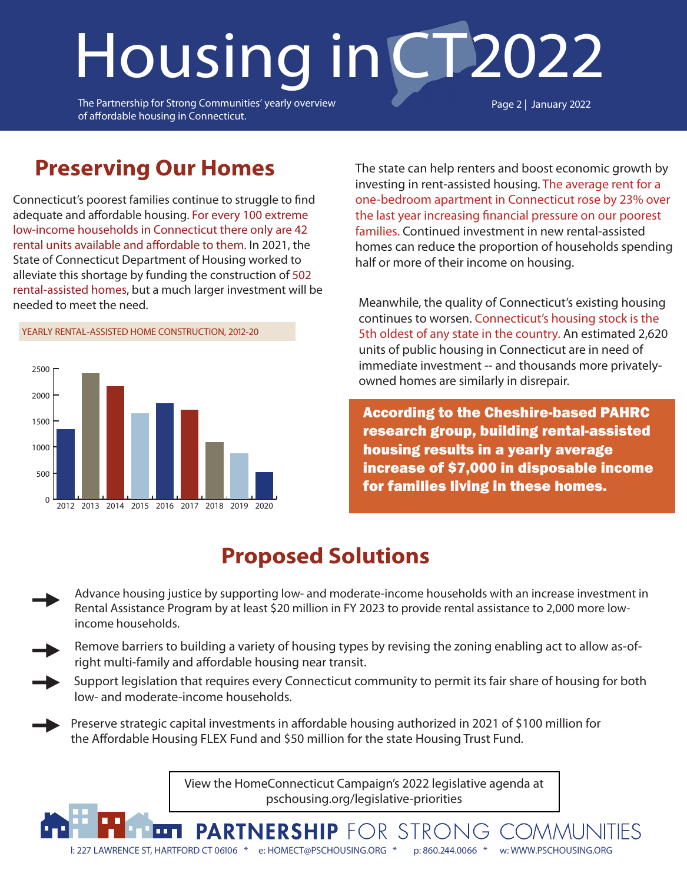# Housing in CT 2022

The Partnership for Strong Communities' yearly overview of affordable housing in Connecticut.

January 2022

## Preserving Our Homes

Connecticut's poorest families continue to struggle to find adequate and affordable housing. For every 100 extreme low-income households in Connecticut there only are 42 rental units available and affordable to them. In 2021, the State of Connecticut Department of Housing worked to alleviate this shortage by funding the construction of 502 rental-assisted homes, but a much larger investment will be needed to meet the need.

YEARLY RENTAL-ASSISTED HOME CONSTRUCTION, 2012-20

2500
2000
1500
1000
500
0
2012 2013 2014 2015 2016 2017 2018 2019 2020

The state can help renters and boost economic growth by investing in rent-assisted housing. The average rent for a one-bedroom apartment in Connecticut rose by 23% over the last year increasing financial pressure on our poorest families. Continued investment in new rental-assisted homes can reduce the proportion of households spending half or more of their income on housing.

Meanwhile, the quality of Connecticut's existing housing continues to worsen. Connecticut's housing stock is the 5th oldest of any state in the country. An estimated 2,620 units of public housing in Connecticut are in need of immediate investment -- and thousands more privately-owned homes are similarly in disrepair.

**According to the Cheshire-based PAHRC research group, building rental-assisted housing results in a yearly average increase of $7,000 in disposable income for families living in these homes.**

## Proposed Solutions

- Advance housing justice by supporting low- and moderate-income households with an increase investment in Rental Assistance Program by at least $20 million in FY 2023 to provide rental assistance to 2,000 more low-income households.
- Remove barriers to building a variety of housing types by revising the zoning enabling act to allow as-of-right multi-family and affordable housing near transit.
- Support legislation that requires every Connecticut community to permit its fair share of housing for both low- and moderate-income households.
- Preserve strategic capital investments in affordable housing authorized in 2021 of $100 million for the Affordable Housing FLEX Fund and $50 million for the state Housing Trust Fund.

View the HomeConnecticut Campaign's 2022 legislative agenda at pschousing.org/legislative-priorities

**PARTNERSHIP** FOR STRONG COMMUNITIES

l: 227 LAWRENCE ST, HARTFORD CT 06106 * e: HOMECT@PSCHOUSING.ORG * p: 860.244.0066 * w: WWW.PSCHOUSING.ORG